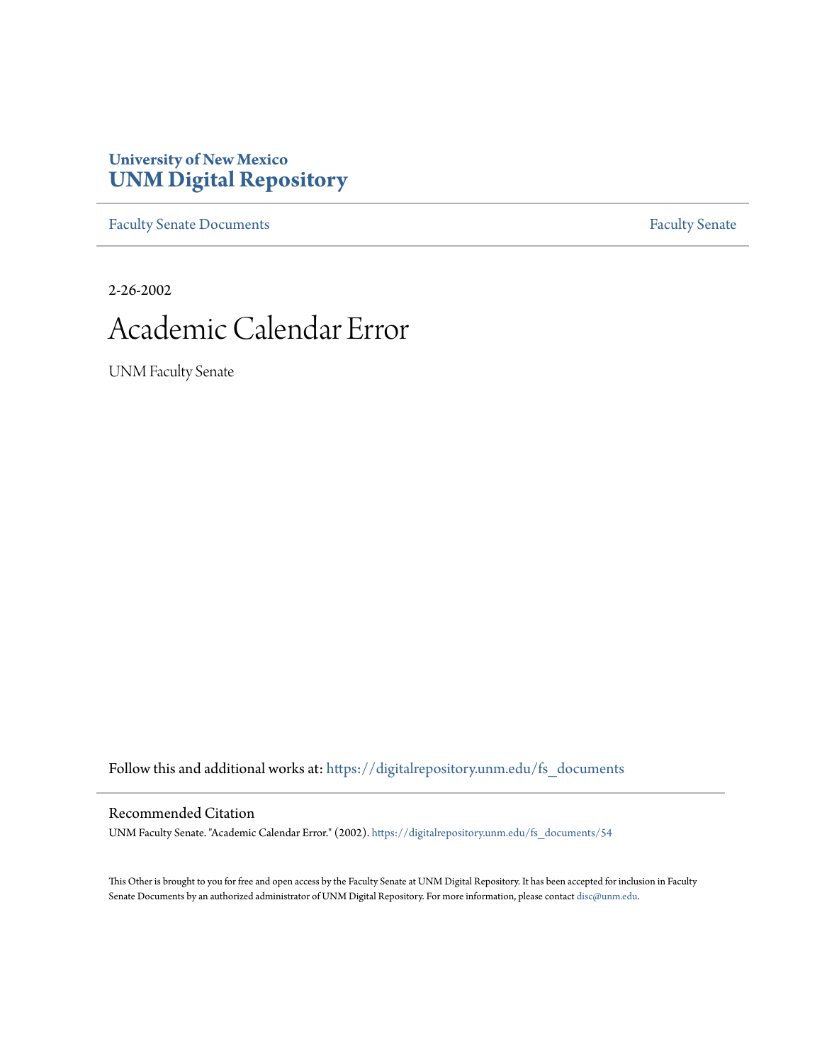University of New Mexico
**UNM Digital Repository**

Faculty Senate Documents | Faculty Senate

2-26-2002

# Academic Calendar Error

UNM Faculty Senate

Follow this and additional works at: https://digitalrepository.unm.edu/fs_documents

## Recommended Citation

UNM Faculty Senate. "Academic Calendar Error." (2002). https://digitalrepository.unm.edu/fs_documents/54

This Other is brought to you for free and open access by the Faculty Senate at UNM Digital Repository. It has been accepted for inclusion in Faculty Senate Documents by an authorized administrator of UNM Digital Repository. For more information, please contact disc@unm.edu.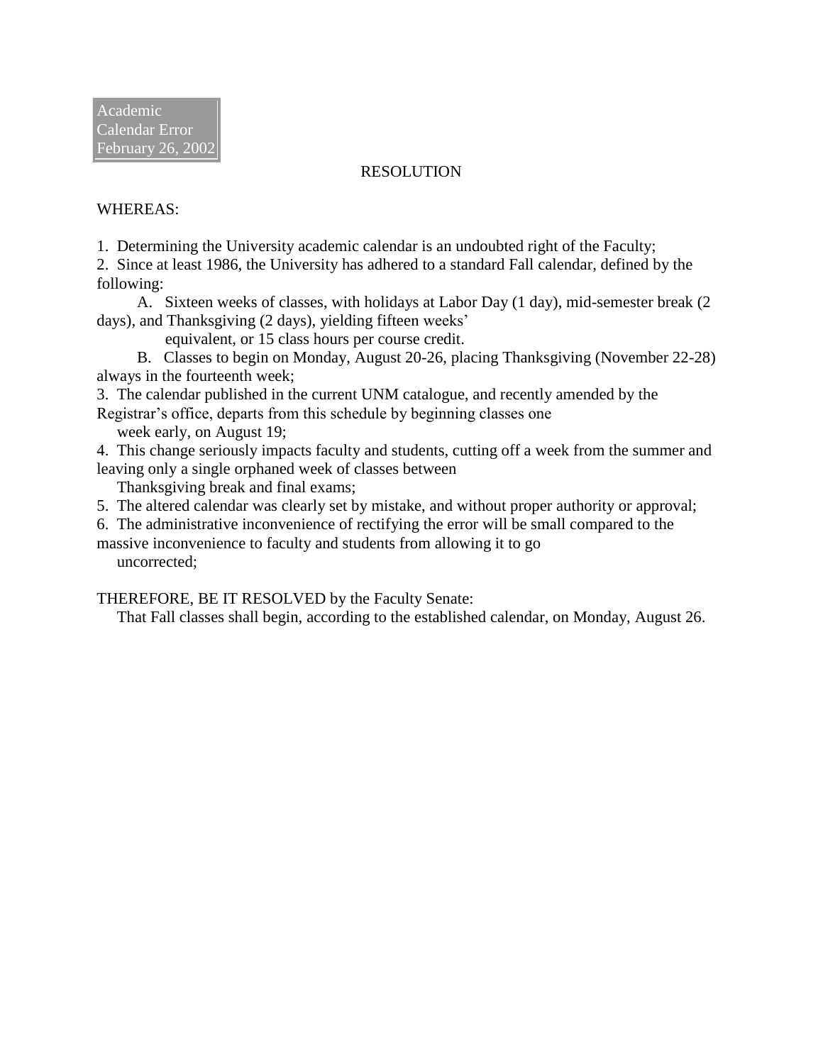Academic
Calendar Error
February 26, 2002

RESOLUTION

WHEREAS:

1. Determining the University academic calendar is an undoubted right of the Faculty;
2. Since at least 1986, the University has adhered to a standard Fall calendar, defined by the following:
   A. Sixteen weeks of classes, with holidays at Labor Day (1 day), mid-semester break (2 days), and Thanksgiving (2 days), yielding fifteen weeks' equivalent, or 15 class hours per course credit.
   B. Classes to begin on Monday, August 20-26, placing Thanksgiving (November 22-28) always in the fourteenth week;
3. The calendar published in the current UNM catalogue, and recently amended by the Registrar's office, departs from this schedule by beginning classes one week early, on August 19;
4. This change seriously impacts faculty and students, cutting off a week from the summer and leaving only a single orphaned week of classes between Thanksgiving break and final exams;
5. The altered calendar was clearly set by mistake, and without proper authority or approval;
6. The administrative inconvenience of rectifying the error will be small compared to the massive inconvenience to faculty and students from allowing it to go uncorrected;

THEREFORE, BE IT RESOLVED by the Faculty Senate:

That Fall classes shall begin, according to the established calendar, on Monday, August 26.